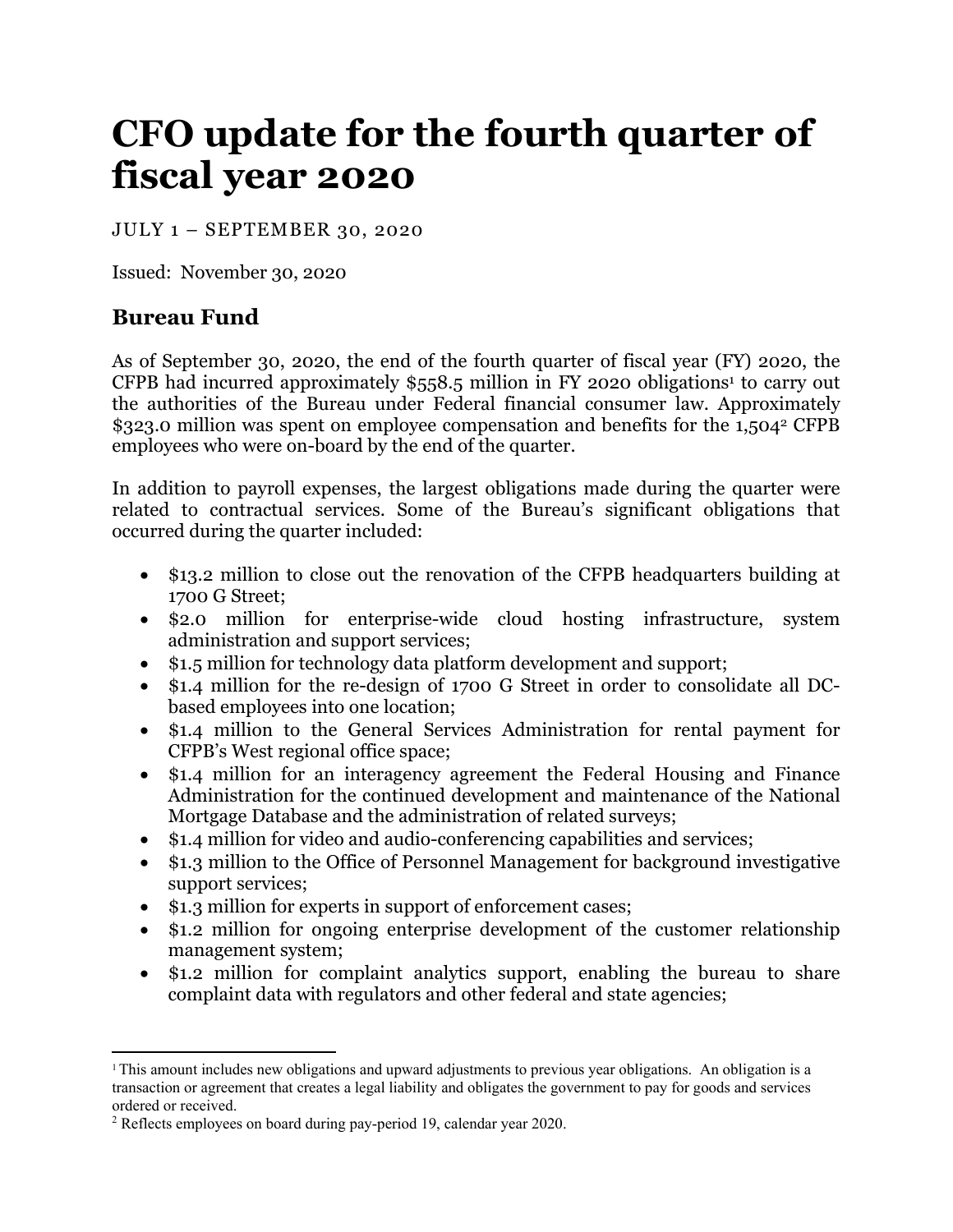# CFO update for the fourth quarter of fiscal year 2020

JULY 1 – SEPTEMBER 30, 2020

Issued: November 30, 2020

## Bureau Fund

As of September 30, 2020, the end of the fourth quarter of fiscal year (FY) 2020, the CFPB had incurred approximately $558.5 million in FY 2020 obligations[1] to carry out the authorities of the Bureau under Federal financial consumer law. Approximately $323.0 million was spent on employee compensation and benefits for the 1,504[2] CFPB employees who were on-board by the end of the quarter.

In addition to payroll expenses, the largest obligations made during the quarter were related to contractual services. Some of the Bureau's significant obligations that occurred during the quarter included:

- $13.2 million to close out the renovation of the CFPB headquarters building at 1700 G Street;
- $2.0 million for enterprise-wide cloud hosting infrastructure, system administration and support services;
- $1.5 million for technology data platform development and support;
- $1.4 million for the re-design of 1700 G Street in order to consolidate all DC-based employees into one location;
- $1.4 million to the General Services Administration for rental payment for CFPB's West regional office space;
- $1.4 million for an interagency agreement the Federal Housing and Finance Administration for the continued development and maintenance of the National Mortgage Database and the administration of related surveys;
- $1.4 million for video and audio-conferencing capabilities and services;
- $1.3 million to the Office of Personnel Management for background investigative support services;
- $1.3 million for experts in support of enforcement cases;
- $1.2 million for ongoing enterprise development of the customer relationship management system;
- $1.2 million for complaint analytics support, enabling the bureau to share complaint data with regulators and other federal and state agencies;

[1] This amount includes new obligations and upward adjustments to previous year obligations. An obligation is a transaction or agreement that creates a legal liability and obligates the government to pay for goods and services ordered or received.

[2] Reflects employees on board during pay-period 19, calendar year 2020.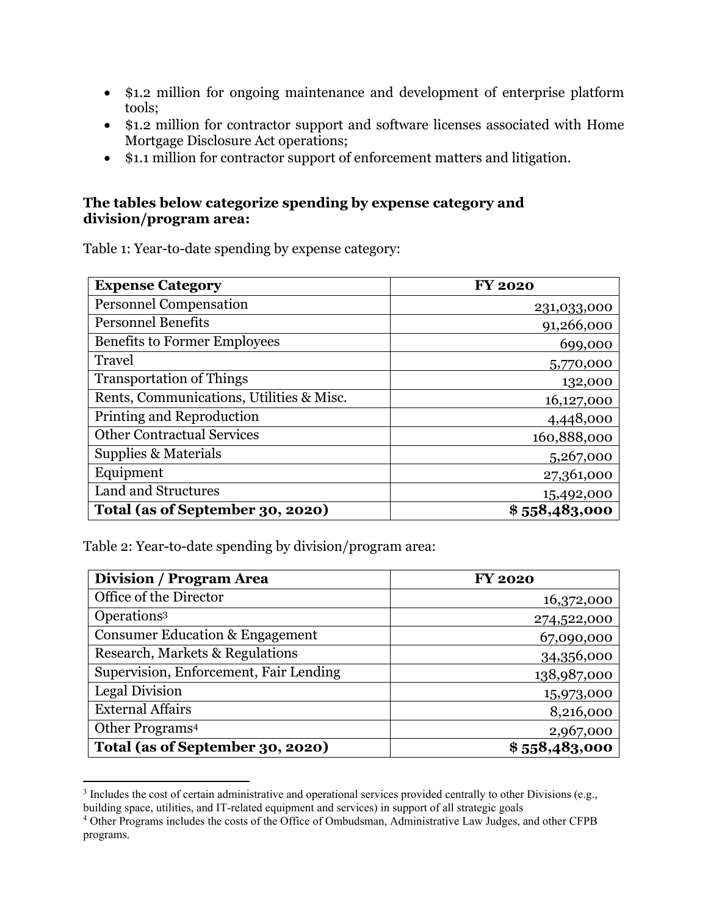- $1.2 million for ongoing maintenance and development of enterprise platform tools;
- $1.2 million for contractor support and software licenses associated with Home Mortgage Disclosure Act operations;
- $1.1 million for contractor support of enforcement matters and litigation.

**The tables below categorize spending by expense category and division/program area:**

Table 1: Year-to-date spending by expense category:

| Expense Category | FY 2020 |
|---|---:|
| Personnel Compensation | 231,033,000 |
| Personnel Benefits | 91,266,000 |
| Benefits to Former Employees | 699,000 |
| Travel | 5,770,000 |
| Transportation of Things | 132,000 |
| Rents, Communications, Utilities & Misc. | 16,127,000 |
| Printing and Reproduction | 4,448,000 |
| Other Contractual Services | 160,888,000 |
| Supplies & Materials | 5,267,000 |
| Equipment | 27,361,000 |
| Land and Structures | 15,492,000 |
| **Total (as of September 30, 2020)** | **$ 558,483,000** |

Table 2: Year-to-date spending by division/program area:

| Division / Program Area | FY 2020 |
|---|---:|
| Office of the Director | 16,372,000 |
| Operations[3] | 274,522,000 |
| Consumer Education & Engagement | 67,090,000 |
| Research, Markets & Regulations | 34,356,000 |
| Supervision, Enforcement, Fair Lending | 138,987,000 |
| Legal Division | 15,973,000 |
| External Affairs | 8,216,000 |
| Other Programs[4] | 2,967,000 |
| **Total (as of September 30, 2020)** | **$ 558,483,000** |

[3] Includes the cost of certain administrative and operational services provided centrally to other Divisions (e.g., building space, utilities, and IT-related equipment and services) in support of all strategic goals

[4] Other Programs includes the costs of the Office of Ombudsman, Administrative Law Judges, and other CFPB programs.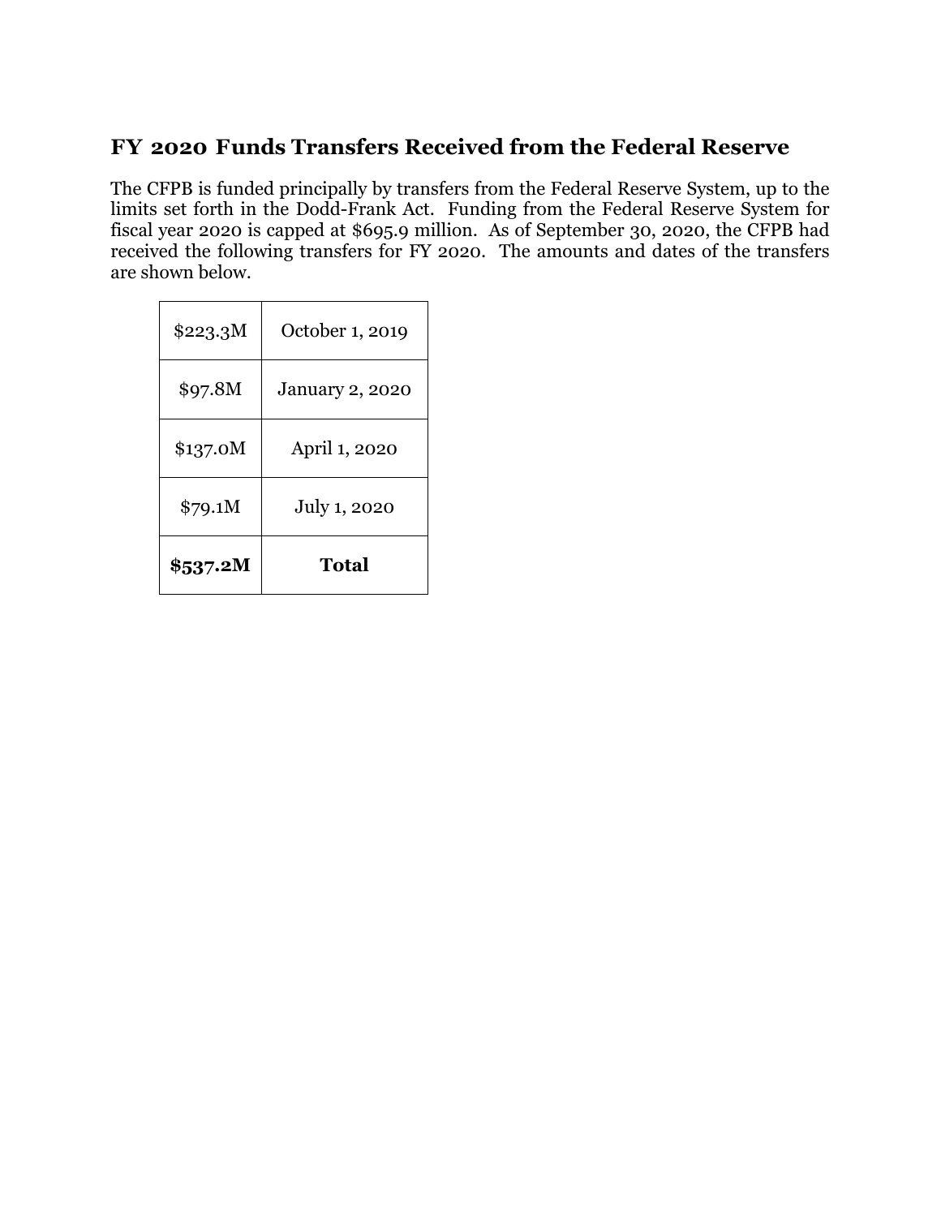## FY 2020 Funds Transfers Received from the Federal Reserve

The CFPB is funded principally by transfers from the Federal Reserve System, up to the limits set forth in the Dodd-Frank Act. Funding from the Federal Reserve System for fiscal year 2020 is capped at $695.9 million. As of September 30, 2020, the CFPB had received the following transfers for FY 2020. The amounts and dates of the transfers are shown below.

| | |
|---|---|
| $223.3M | October 1, 2019 |
| $97.8M | January 2, 2020 |
| $137.0M | April 1, 2020 |
| $79.1M | July 1, 2020 |
| **$537.2M** | **Total** |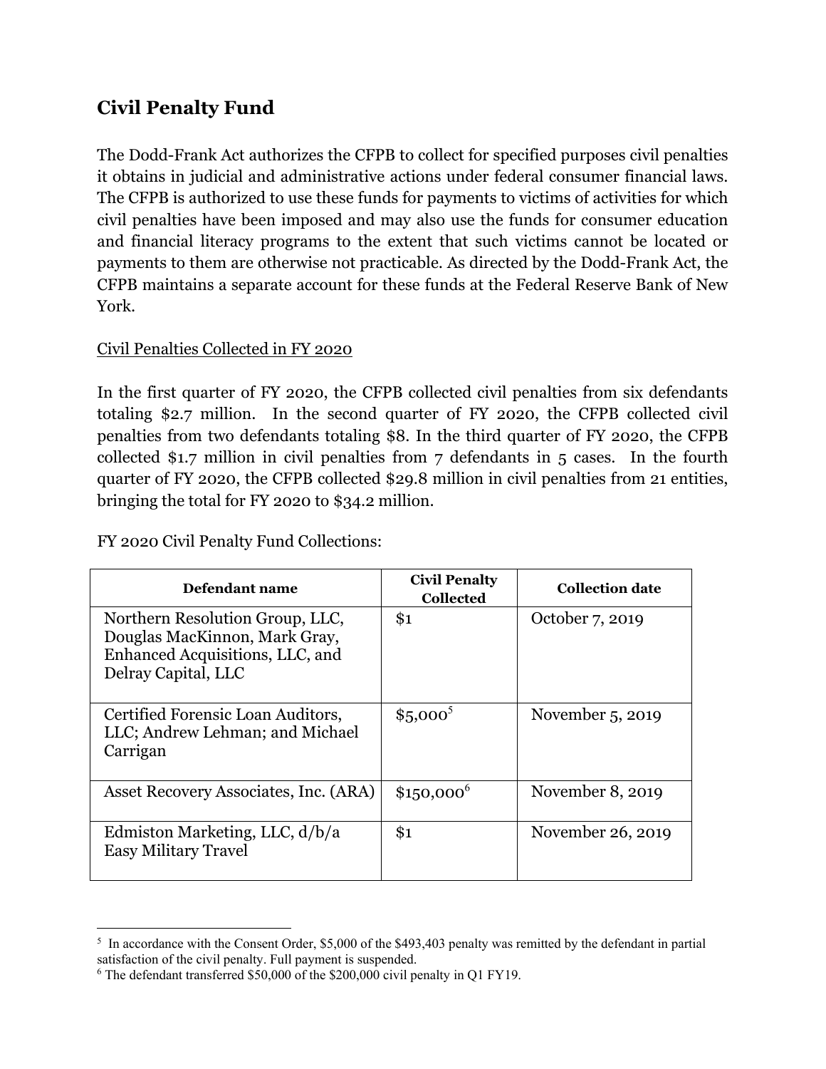## Civil Penalty Fund

The Dodd-Frank Act authorizes the CFPB to collect for specified purposes civil penalties it obtains in judicial and administrative actions under federal consumer financial laws. The CFPB is authorized to use these funds for payments to victims of activities for which civil penalties have been imposed and may also use the funds for consumer education and financial literacy programs to the extent that such victims cannot be located or payments to them are otherwise not practicable. As directed by the Dodd-Frank Act, the CFPB maintains a separate account for these funds at the Federal Reserve Bank of New York.

### Civil Penalties Collected in FY 2020

In the first quarter of FY 2020, the CFPB collected civil penalties from six defendants totaling $2.7 million. In the second quarter of FY 2020, the CFPB collected civil penalties from two defendants totaling $8. In the third quarter of FY 2020, the CFPB collected $1.7 million in civil penalties from 7 defendants in 5 cases. In the fourth quarter of FY 2020, the CFPB collected $29.8 million in civil penalties from 21 entities, bringing the total for FY 2020 to $34.2 million.

FY 2020 Civil Penalty Fund Collections:

| Defendant name | Civil Penalty Collected | Collection date |
|---|---|---|
| Northern Resolution Group, LLC, Douglas MacKinnon, Mark Gray, Enhanced Acquisitions, LLC, and Delray Capital, LLC | $1 | October 7, 2019 |
| Certified Forensic Loan Auditors, LLC; Andrew Lehman; and Michael Carrigan | $5,000[5] | November 5, 2019 |
| Asset Recovery Associates, Inc. (ARA) | $150,000[6] | November 8, 2019 |
| Edmiston Marketing, LLC, d/b/a Easy Military Travel | $1 | November 26, 2019 |

[5] In accordance with the Consent Order, $5,000 of the $493,403 penalty was remitted by the defendant in partial satisfaction of the civil penalty. Full payment is suspended.

[6] The defendant transferred $50,000 of the $200,000 civil penalty in Q1 FY19.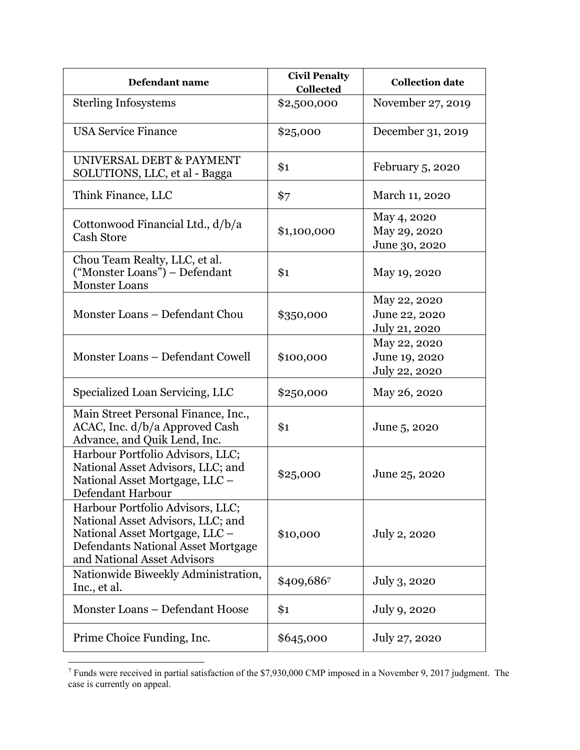| Defendant name | Civil Penalty Collected | Collection date |
| --- | --- | --- |
| Sterling Infosystems | $2,500,000 | November 27, 2019 |
| USA Service Finance | $25,000 | December 31, 2019 |
| UNIVERSAL DEBT & PAYMENT SOLUTIONS, LLC, et al - Bagga | $1 | February 5, 2020 |
| Think Finance, LLC | $7 | March 11, 2020 |
| Cottonwood Financial Ltd., d/b/a Cash Store | $1,100,000 | May 4, 2020<br>May 29, 2020<br>June 30, 2020 |
| Chou Team Realty, LLC, et al. ("Monster Loans") – Defendant Monster Loans | $1 | May 19, 2020 |
| Monster Loans – Defendant Chou | $350,000 | May 22, 2020<br>June 22, 2020<br>July 21, 2020 |
| Monster Loans – Defendant Cowell | $100,000 | May 22, 2020<br>June 19, 2020<br>July 22, 2020 |
| Specialized Loan Servicing, LLC | $250,000 | May 26, 2020 |
| Main Street Personal Finance, Inc., ACAC, Inc. d/b/a Approved Cash Advance, and Quik Lend, Inc. | $1 | June 5, 2020 |
| Harbour Portfolio Advisors, LLC; National Asset Advisors, LLC; and National Asset Mortgage, LLC – Defendant Harbour | $25,000 | June 25, 2020 |
| Harbour Portfolio Advisors, LLC; National Asset Advisors, LLC; and National Asset Mortgage, LLC – Defendants National Asset Mortgage and National Asset Advisors | $10,000 | July 2, 2020 |
| Nationwide Biweekly Administration, Inc., et al. | $409,686[7] | July 3, 2020 |
| Monster Loans – Defendant Hoose | $1 | July 9, 2020 |
| Prime Choice Funding, Inc. | $645,000 | July 27, 2020 |

[7] Funds were received in partial satisfaction of the $7,930,000 CMP imposed in a November 9, 2017 judgment. The case is currently on appeal.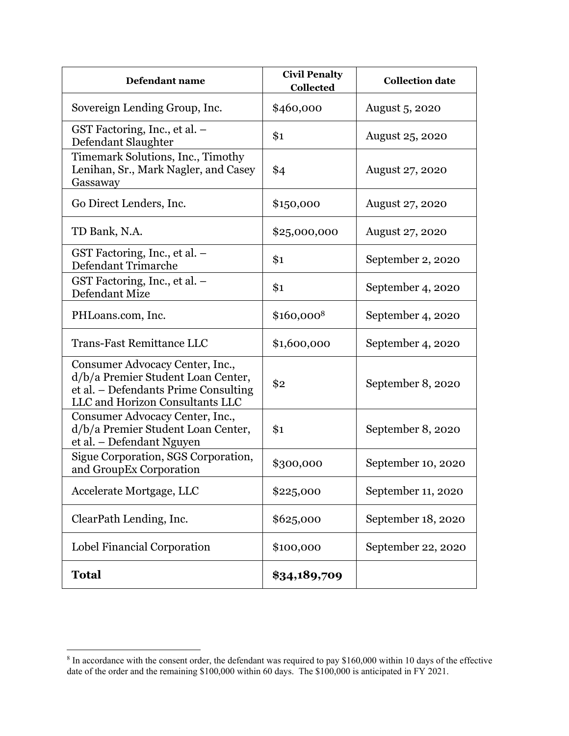| Defendant name | Civil Penalty Collected | Collection date |
|---|---|---|
| Sovereign Lending Group, Inc. | $460,000 | August 5, 2020 |
| GST Factoring, Inc., et al. – Defendant Slaughter | $1 | August 25, 2020 |
| Timemark Solutions, Inc., Timothy Lenihan, Sr., Mark Nagler, and Casey Gassaway | $4 | August 27, 2020 |
| Go Direct Lenders, Inc. | $150,000 | August 27, 2020 |
| TD Bank, N.A. | $25,000,000 | August 27, 2020 |
| GST Factoring, Inc., et al. – Defendant Trimarche | $1 | September 2, 2020 |
| GST Factoring, Inc., et al. – Defendant Mize | $1 | September 4, 2020 |
| PHLoans.com, Inc. | $160,000[8] | September 4, 2020 |
| Trans-Fast Remittance LLC | $1,600,000 | September 4, 2020 |
| Consumer Advocacy Center, Inc., d/b/a Premier Student Loan Center, et al. – Defendants Prime Consulting LLC and Horizon Consultants LLC | $2 | September 8, 2020 |
| Consumer Advocacy Center, Inc., d/b/a Premier Student Loan Center, et al. – Defendant Nguyen | $1 | September 8, 2020 |
| Sigue Corporation, SGS Corporation, and GroupEx Corporation | $300,000 | September 10, 2020 |
| Accelerate Mortgage, LLC | $225,000 | September 11, 2020 |
| ClearPath Lending, Inc. | $625,000 | September 18, 2020 |
| Lobel Financial Corporation | $100,000 | September 22, 2020 |
| **Total** | **$34,189,709** | |

[8] In accordance with the consent order, the defendant was required to pay $160,000 within 10 days of the effective date of the order and the remaining $100,000 within 60 days. The $100,000 is anticipated in FY 2021.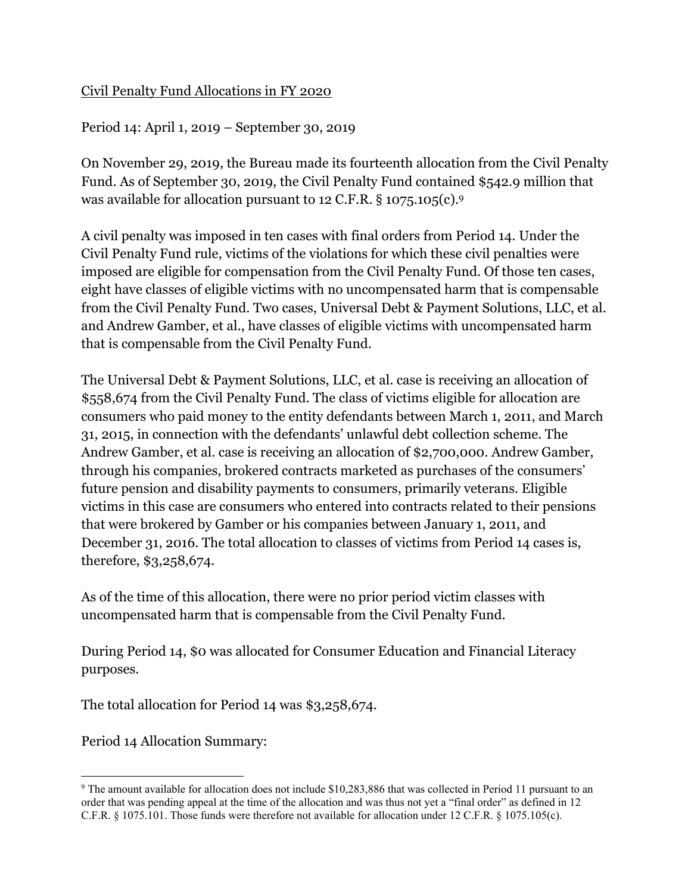Civil Penalty Fund Allocations in FY 2020

Period 14: April 1, 2019 – September 30, 2019

On November 29, 2019, the Bureau made its fourteenth allocation from the Civil Penalty Fund. As of September 30, 2019, the Civil Penalty Fund contained $542.9 million that was available for allocation pursuant to 12 C.F.R. § 1075.105(c).[9]

A civil penalty was imposed in ten cases with final orders from Period 14. Under the Civil Penalty Fund rule, victims of the violations for which these civil penalties were imposed are eligible for compensation from the Civil Penalty Fund. Of those ten cases, eight have classes of eligible victims with no uncompensated harm that is compensable from the Civil Penalty Fund. Two cases, Universal Debt & Payment Solutions, LLC, et al. and Andrew Gamber, et al., have classes of eligible victims with uncompensated harm that is compensable from the Civil Penalty Fund.

The Universal Debt & Payment Solutions, LLC, et al. case is receiving an allocation of $558,674 from the Civil Penalty Fund. The class of victims eligible for allocation are consumers who paid money to the entity defendants between March 1, 2011, and March 31, 2015, in connection with the defendants' unlawful debt collection scheme. The Andrew Gamber, et al. case is receiving an allocation of $2,700,000. Andrew Gamber, through his companies, brokered contracts marketed as purchases of the consumers' future pension and disability payments to consumers, primarily veterans. Eligible victims in this case are consumers who entered into contracts related to their pensions that were brokered by Gamber or his companies between January 1, 2011, and December 31, 2016. The total allocation to classes of victims from Period 14 cases is, therefore, $3,258,674.

As of the time of this allocation, there were no prior period victim classes with uncompensated harm that is compensable from the Civil Penalty Fund.

During Period 14, $0 was allocated for Consumer Education and Financial Literacy purposes.

The total allocation for Period 14 was $3,258,674.

Period 14 Allocation Summary:

[9] The amount available for allocation does not include $10,283,886 that was collected in Period 11 pursuant to an order that was pending appeal at the time of the allocation and was thus not yet a "final order" as defined in 12 C.F.R. § 1075.101. Those funds were therefore not available for allocation under 12 C.F.R. § 1075.105(c).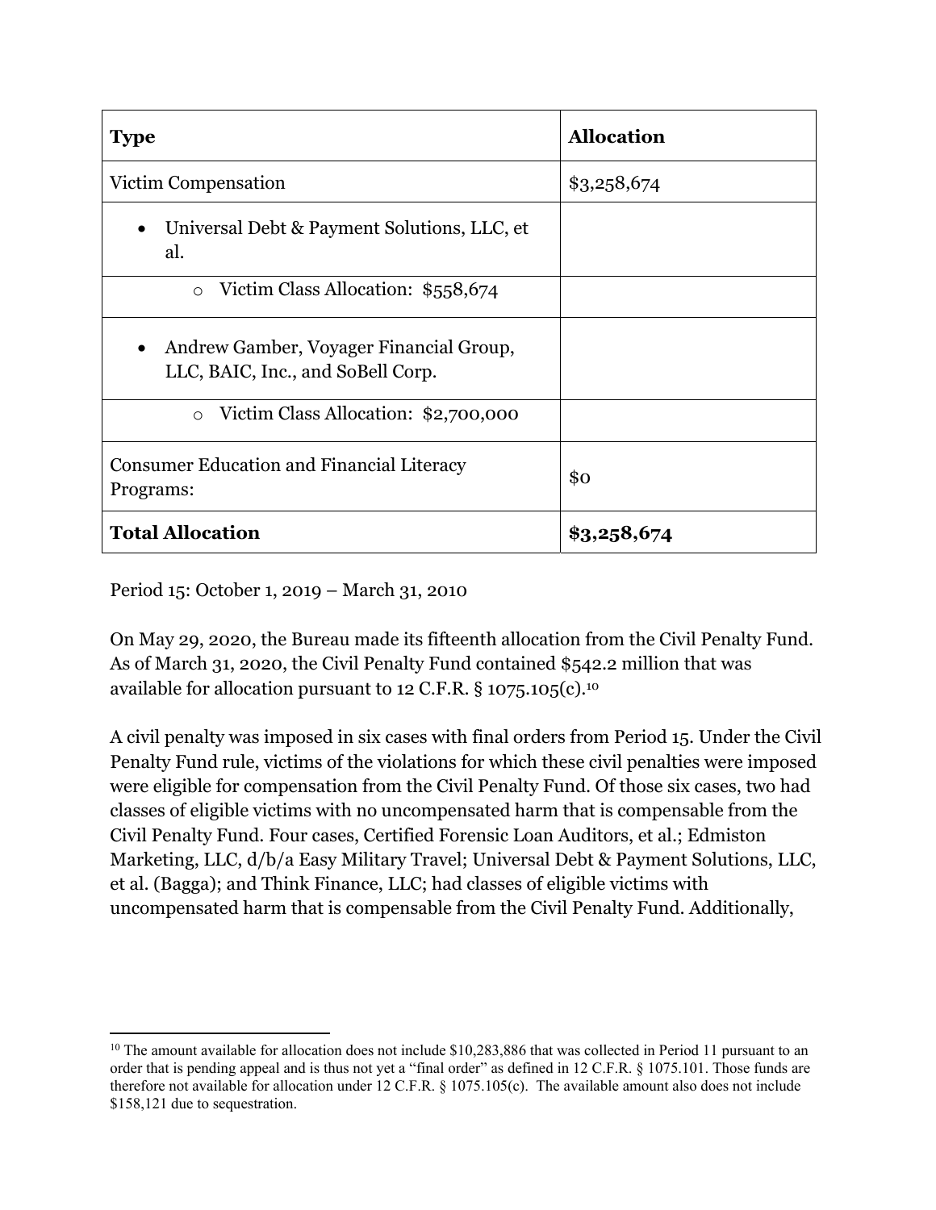| Type | Allocation |
|---|---|
| Victim Compensation | $3,258,674 |
| • Universal Debt & Payment Solutions, LLC, et al. | |
| ○ Victim Class Allocation: $558,674 | |
| • Andrew Gamber, Voyager Financial Group, LLC, BAIC, Inc., and SoBell Corp. | |
| ○ Victim Class Allocation: $2,700,000 | |
| Consumer Education and Financial Literacy Programs: | $0 |
| **Total Allocation** | **$3,258,674** |

Period 15: October 1, 2019 – March 31, 2010

On May 29, 2020, the Bureau made its fifteenth allocation from the Civil Penalty Fund. As of March 31, 2020, the Civil Penalty Fund contained $542.2 million that was available for allocation pursuant to 12 C.F.R. § 1075.105(c).[10]

A civil penalty was imposed in six cases with final orders from Period 15. Under the Civil Penalty Fund rule, victims of the violations for which these civil penalties were imposed were eligible for compensation from the Civil Penalty Fund. Of those six cases, two had classes of eligible victims with no uncompensated harm that is compensable from the Civil Penalty Fund. Four cases, Certified Forensic Loan Auditors, et al.; Edmiston Marketing, LLC, d/b/a Easy Military Travel; Universal Debt & Payment Solutions, LLC, et al. (Bagga); and Think Finance, LLC; had classes of eligible victims with uncompensated harm that is compensable from the Civil Penalty Fund. Additionally,

[10] The amount available for allocation does not include $10,283,886 that was collected in Period 11 pursuant to an order that is pending appeal and is thus not yet a "final order" as defined in 12 C.F.R. § 1075.101. Those funds are therefore not available for allocation under 12 C.F.R. § 1075.105(c). The available amount also does not include $158,121 due to sequestration.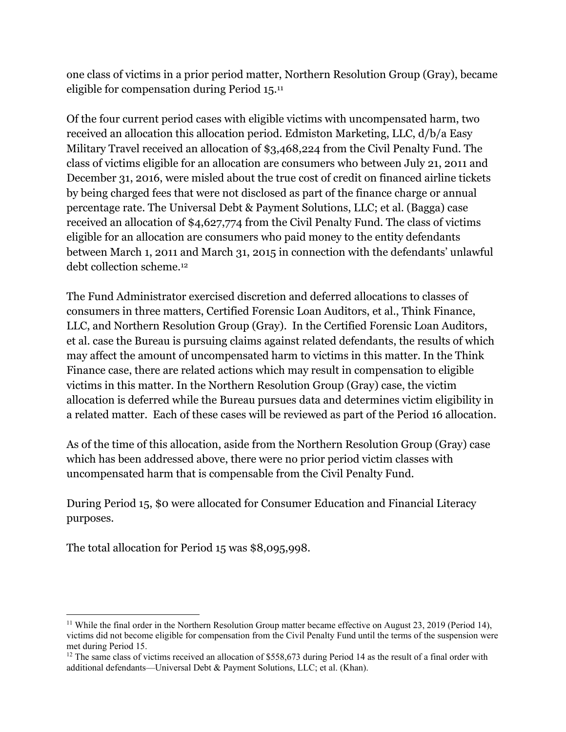one class of victims in a prior period matter, Northern Resolution Group (Gray), became eligible for compensation during Period 15.[11]

Of the four current period cases with eligible victims with uncompensated harm, two received an allocation this allocation period. Edmiston Marketing, LLC, d/b/a Easy Military Travel received an allocation of $3,468,224 from the Civil Penalty Fund. The class of victims eligible for an allocation are consumers who between July 21, 2011 and December 31, 2016, were misled about the true cost of credit on financed airline tickets by being charged fees that were not disclosed as part of the finance charge or annual percentage rate. The Universal Debt & Payment Solutions, LLC; et al. (Bagga) case received an allocation of $4,627,774 from the Civil Penalty Fund. The class of victims eligible for an allocation are consumers who paid money to the entity defendants between March 1, 2011 and March 31, 2015 in connection with the defendants' unlawful debt collection scheme.[12]

The Fund Administrator exercised discretion and deferred allocations to classes of consumers in three matters, Certified Forensic Loan Auditors, et al., Think Finance, LLC, and Northern Resolution Group (Gray). In the Certified Forensic Loan Auditors, et al. case the Bureau is pursuing claims against related defendants, the results of which may affect the amount of uncompensated harm to victims in this matter. In the Think Finance case, there are related actions which may result in compensation to eligible victims in this matter. In the Northern Resolution Group (Gray) case, the victim allocation is deferred while the Bureau pursues data and determines victim eligibility in a related matter. Each of these cases will be reviewed as part of the Period 16 allocation.

As of the time of this allocation, aside from the Northern Resolution Group (Gray) case which has been addressed above, there were no prior period victim classes with uncompensated harm that is compensable from the Civil Penalty Fund.

During Period 15, $0 were allocated for Consumer Education and Financial Literacy purposes.

The total allocation for Period 15 was $8,095,998.

---

[11] While the final order in the Northern Resolution Group matter became effective on August 23, 2019 (Period 14), victims did not become eligible for compensation from the Civil Penalty Fund until the terms of the suspension were met during Period 15.

[12] The same class of victims received an allocation of $558,673 during Period 14 as the result of a final order with additional defendants—Universal Debt & Payment Solutions, LLC; et al. (Khan).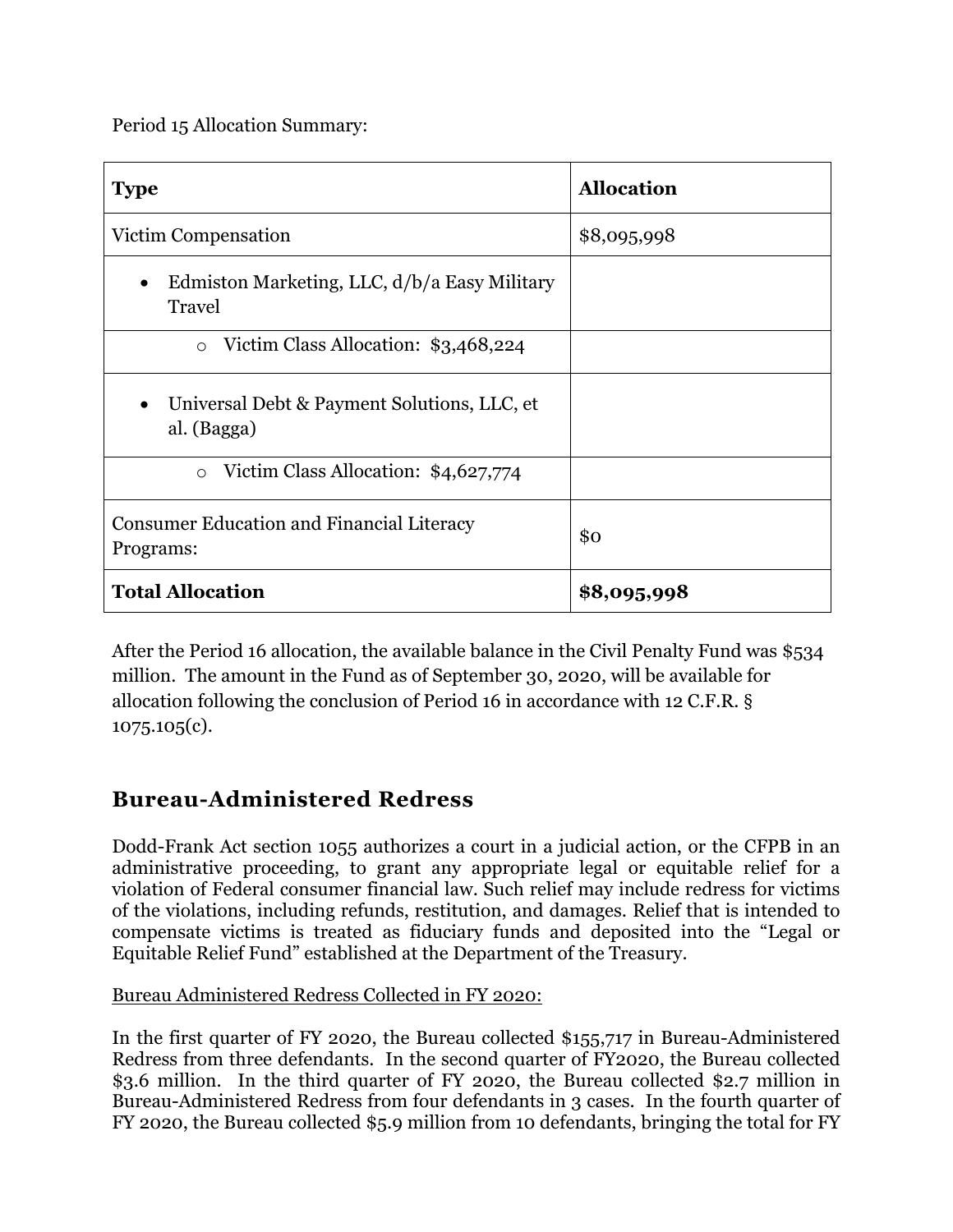Period 15 Allocation Summary:

| **Type** | **Allocation** |
|---|---|
| Victim Compensation | $8,095,998 |
| • Edmiston Marketing, LLC, d/b/a Easy Military Travel | |
| o Victim Class Allocation: $3,468,224 | |
| • Universal Debt & Payment Solutions, LLC, et al. (Bagga) | |
| o Victim Class Allocation: $4,627,774 | |
| Consumer Education and Financial Literacy Programs: | $0 |
| **Total Allocation** | **$8,095,998** |

After the Period 16 allocation, the available balance in the Civil Penalty Fund was $534 million. The amount in the Fund as of September 30, 2020, will be available for allocation following the conclusion of Period 16 in accordance with 12 C.F.R. § 1075.105(c).

## Bureau-Administered Redress

Dodd-Frank Act section 1055 authorizes a court in a judicial action, or the CFPB in an administrative proceeding, to grant any appropriate legal or equitable relief for a violation of Federal consumer financial law. Such relief may include redress for victims of the violations, including refunds, restitution, and damages. Relief that is intended to compensate victims is treated as fiduciary funds and deposited into the "Legal or Equitable Relief Fund" established at the Department of the Treasury.

Bureau Administered Redress Collected in FY 2020:

In the first quarter of FY 2020, the Bureau collected $155,717 in Bureau-Administered Redress from three defendants. In the second quarter of FY2020, the Bureau collected $3.6 million. In the third quarter of FY 2020, the Bureau collected $2.7 million in Bureau-Administered Redress from four defendants in 3 cases. In the fourth quarter of FY 2020, the Bureau collected $5.9 million from 10 defendants, bringing the total for FY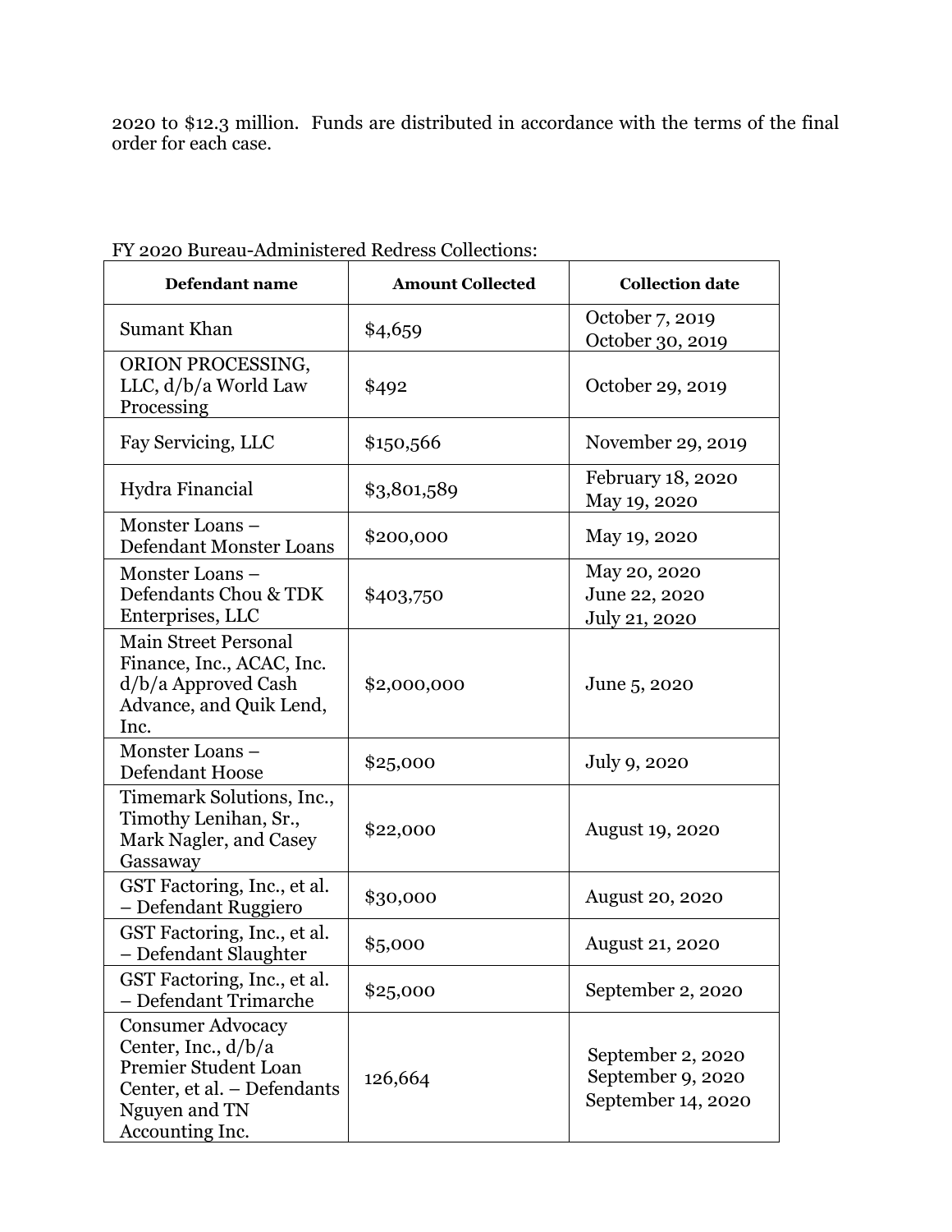2020 to $12.3 million. Funds are distributed in accordance with the terms of the final order for each case.

FY 2020 Bureau-Administered Redress Collections:

| Defendant name | Amount Collected | Collection date |
|---|---|---|
| Sumant Khan | $4,659 | October 7, 2019<br>October 30, 2019 |
| ORION PROCESSING, LLC, d/b/a World Law Processing | $492 | October 29, 2019 |
| Fay Servicing, LLC | $150,566 | November 29, 2019 |
| Hydra Financial | $3,801,589 | February 18, 2020<br>May 19, 2020 |
| Monster Loans – Defendant Monster Loans | $200,000 | May 19, 2020 |
| Monster Loans – Defendants Chou & TDK Enterprises, LLC | $403,750 | May 20, 2020<br>June 22, 2020<br>July 21, 2020 |
| Main Street Personal Finance, Inc., ACAC, Inc. d/b/a Approved Cash Advance, and Quik Lend, Inc. | $2,000,000 | June 5, 2020 |
| Monster Loans – Defendant Hoose | $25,000 | July 9, 2020 |
| Timemark Solutions, Inc., Timothy Lenihan, Sr., Mark Nagler, and Casey Gassaway | $22,000 | August 19, 2020 |
| GST Factoring, Inc., et al. – Defendant Ruggiero | $30,000 | August 20, 2020 |
| GST Factoring, Inc., et al. – Defendant Slaughter | $5,000 | August 21, 2020 |
| GST Factoring, Inc., et al. – Defendant Trimarche | $25,000 | September 2, 2020 |
| Consumer Advocacy Center, Inc., d/b/a Premier Student Loan Center, et al. – Defendants Nguyen and TN Accounting Inc. | 126,664 | September 2, 2020<br>September 9, 2020<br>September 14, 2020 |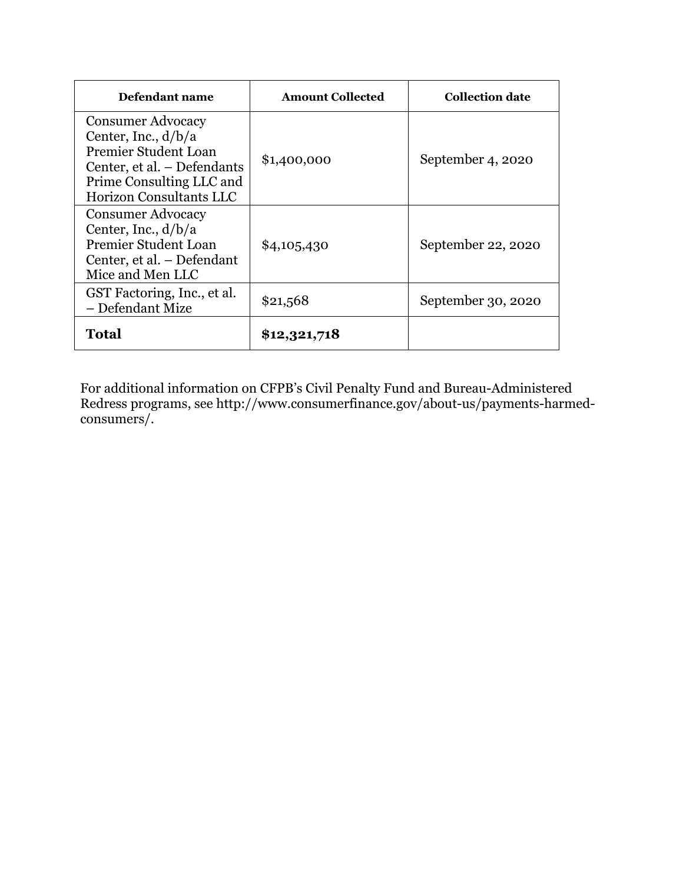| Defendant name | Amount Collected | Collection date |
|---|---|---|
| Consumer Advocacy Center, Inc., d/b/a Premier Student Loan Center, et al. – Defendants Prime Consulting LLC and Horizon Consultants LLC | $1,400,000 | September 4, 2020 |
| Consumer Advocacy Center, Inc., d/b/a Premier Student Loan Center, et al. – Defendant Mice and Men LLC | $4,105,430 | September 22, 2020 |
| GST Factoring, Inc., et al. – Defendant Mize | $21,568 | September 30, 2020 |
| **Total** | **$12,321,718** | |

For additional information on CFPB's Civil Penalty Fund and Bureau-Administered Redress programs, see http://www.consumerfinance.gov/about-us/payments-harmed-consumers/.